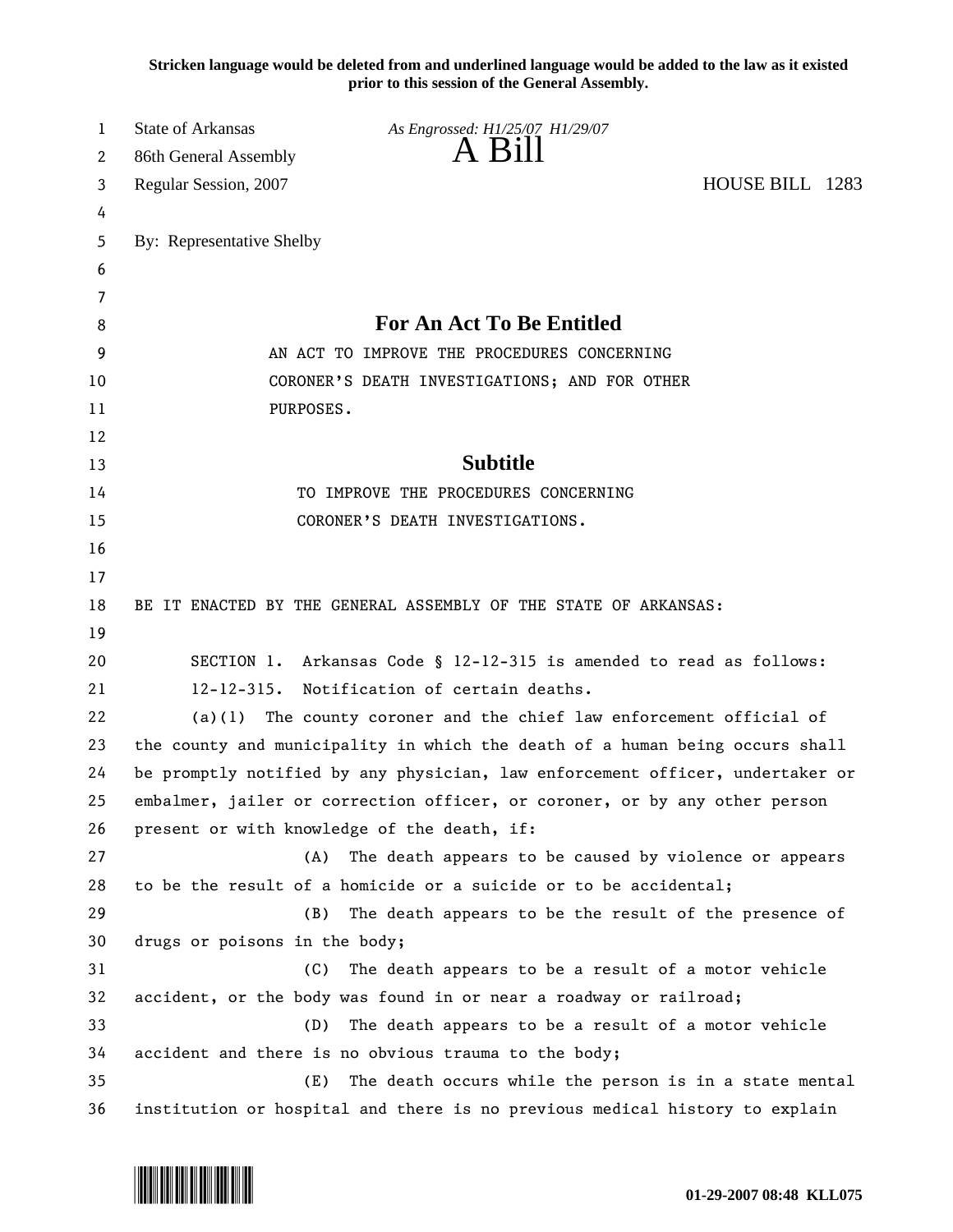**Stricken language would be deleted from and underlined language would be added to the law as it existed prior to this session of the General Assembly.**

State of Arkansas
86th General Assembly
Regular Session, 2007

*As Engrossed: H1/25/07 H1/29/07*

# A Bill

HOUSE BILL 1283

By: Representative Shelby

## For An Act To Be Entitled

AN ACT TO IMPROVE THE PROCEDURES CONCERNING CORONER'S DEATH INVESTIGATIONS; AND FOR OTHER PURPOSES.

## Subtitle

TO IMPROVE THE PROCEDURES CONCERNING CORONER'S DEATH INVESTIGATIONS.

BE IT ENACTED BY THE GENERAL ASSEMBLY OF THE STATE OF ARKANSAS:

SECTION 1. Arkansas Code § 12-12-315 is amended to read as follows:

12-12-315. Notification of certain deaths.

(a)(1) The county coroner and the chief law enforcement official of the county and municipality in which the death of a human being occurs shall be promptly notified by any physician, law enforcement officer, undertaker or embalmer, jailer or correction officer, or coroner, or by any other person present or with knowledge of the death, if:

(A) The death appears to be caused by violence or appears to be the result of a homicide or a suicide or to be accidental;

(B) The death appears to be the result of the presence of drugs or poisons in the body;

(C) The death appears to be a result of a motor vehicle accident, or the body was found in or near a roadway or railroad;

(D) The death appears to be a result of a motor vehicle accident and there is no obvious trauma to the body;

(E) The death occurs while the person is in a state mental institution or hospital and there is no previous medical history to explain

01-29-2007 08:48 KLL075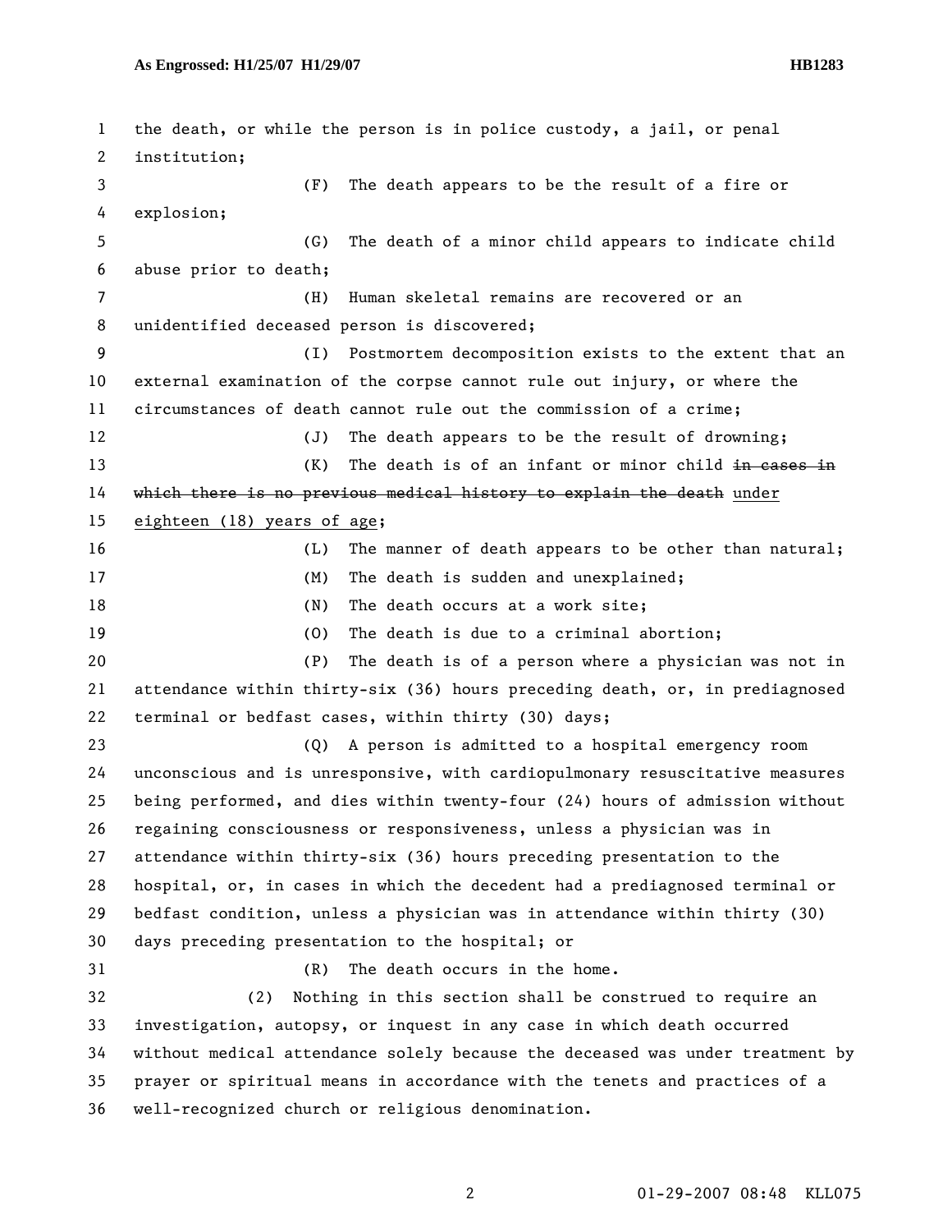the death, or while the person is in police custody, a jail, or penal institution;

(F) The death appears to be the result of a fire or explosion;

(G) The death of a minor child appears to indicate child abuse prior to death;

(H) Human skeletal remains are recovered or an unidentified deceased person is discovered;

(I) Postmortem decomposition exists to the extent that an external examination of the corpse cannot rule out injury, or where the circumstances of death cannot rule out the commission of a crime;

(J) The death appears to be the result of drowning;

(K) The death is of an infant or minor child ~~in cases in which there is no previous medical history to explain the death~~ <u>under eighteen (18) years of age</u>;

(L) The manner of death appears to be other than natural;

(M) The death is sudden and unexplained;

(N) The death occurs at a work site;

(O) The death is due to a criminal abortion;

(P) The death is of a person where a physician was not in attendance within thirty-six (36) hours preceding death, or, in prediagnosed terminal or bedfast cases, within thirty (30) days;

(Q) A person is admitted to a hospital emergency room unconscious and is unresponsive, with cardiopulmonary resuscitative measures being performed, and dies within twenty-four (24) hours of admission without regaining consciousness or responsiveness, unless a physician was in attendance within thirty-six (36) hours preceding presentation to the hospital, or, in cases in which the decedent had a prediagnosed terminal or bedfast condition, unless a physician was in attendance within thirty (30) days preceding presentation to the hospital; or

(R) The death occurs in the home.

(2) Nothing in this section shall be construed to require an investigation, autopsy, or inquest in any case in which death occurred without medical attendance solely because the deceased was under treatment by prayer or spiritual means in accordance with the tenets and practices of a well-recognized church or religious denomination.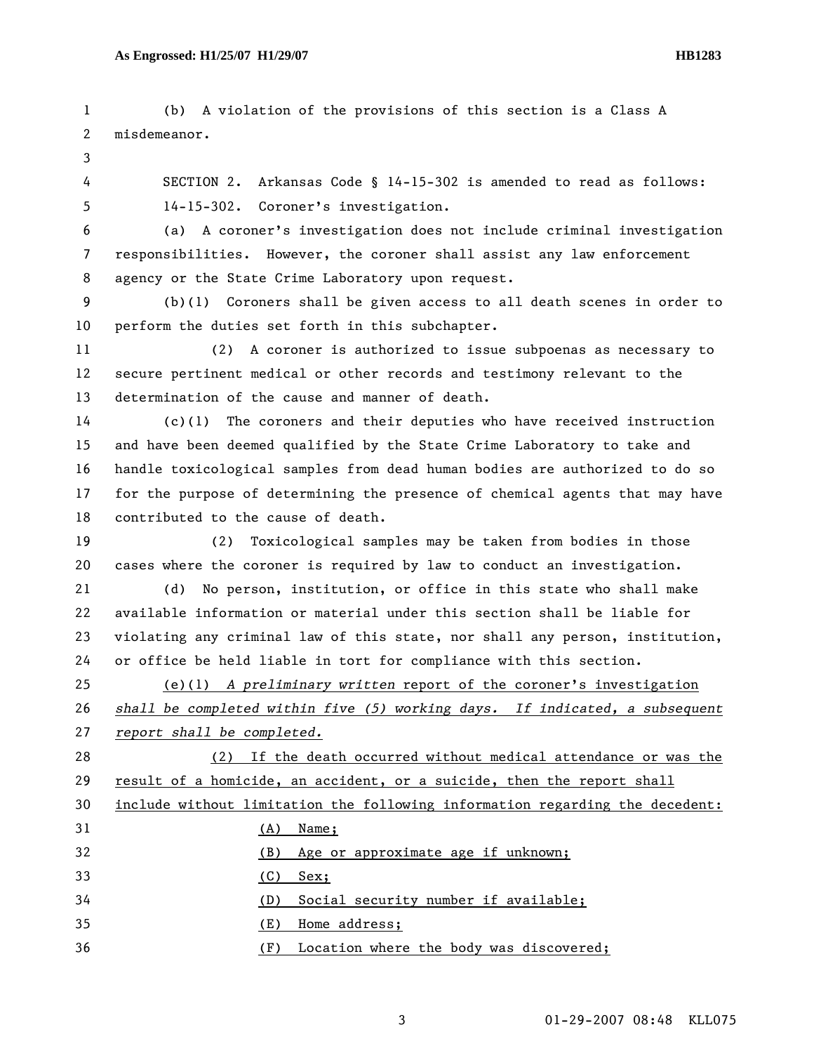(b) A violation of the provisions of this section is a Class A misdemeanor.

SECTION 2. Arkansas Code § 14-15-302 is amended to read as follows:

14-15-302. Coroner's investigation.

(a) A coroner's investigation does not include criminal investigation responsibilities. However, the coroner shall assist any law enforcement agency or the State Crime Laboratory upon request.

(b)(1) Coroners shall be given access to all death scenes in order to perform the duties set forth in this subchapter.

(2) A coroner is authorized to issue subpoenas as necessary to secure pertinent medical or other records and testimony relevant to the determination of the cause and manner of death.

(c)(1) The coroners and their deputies who have received instruction and have been deemed qualified by the State Crime Laboratory to take and handle toxicological samples from dead human bodies are authorized to do so for the purpose of determining the presence of chemical agents that may have contributed to the cause of death.

(2) Toxicological samples may be taken from bodies in those cases where the coroner is required by law to conduct an investigation.

(d) No person, institution, or office in this state who shall make available information or material under this section shall be liable for violating any criminal law of this state, nor shall any person, institution, or office be held liable in tort for compliance with this section.

<u>(e)(1)</u> *A preliminary written* report of the coroner's investigation *shall be completed within five (5) working days. If indicated, a subsequent report shall be completed.*

<u>(2) If the death occurred without medical attendance or was the result of a homicide, an accident, or a suicide, then the report shall include without limitation the following information regarding the decedent:</u>

<u>(A) Name;</u>

<u>(B) Age or approximate age if unknown;</u>

<u>(C) Sex;</u>

<u>(D) Social security number if available;</u>

<u>(E) Home address;</u>

<u>(F) Location where the body was discovered;</u>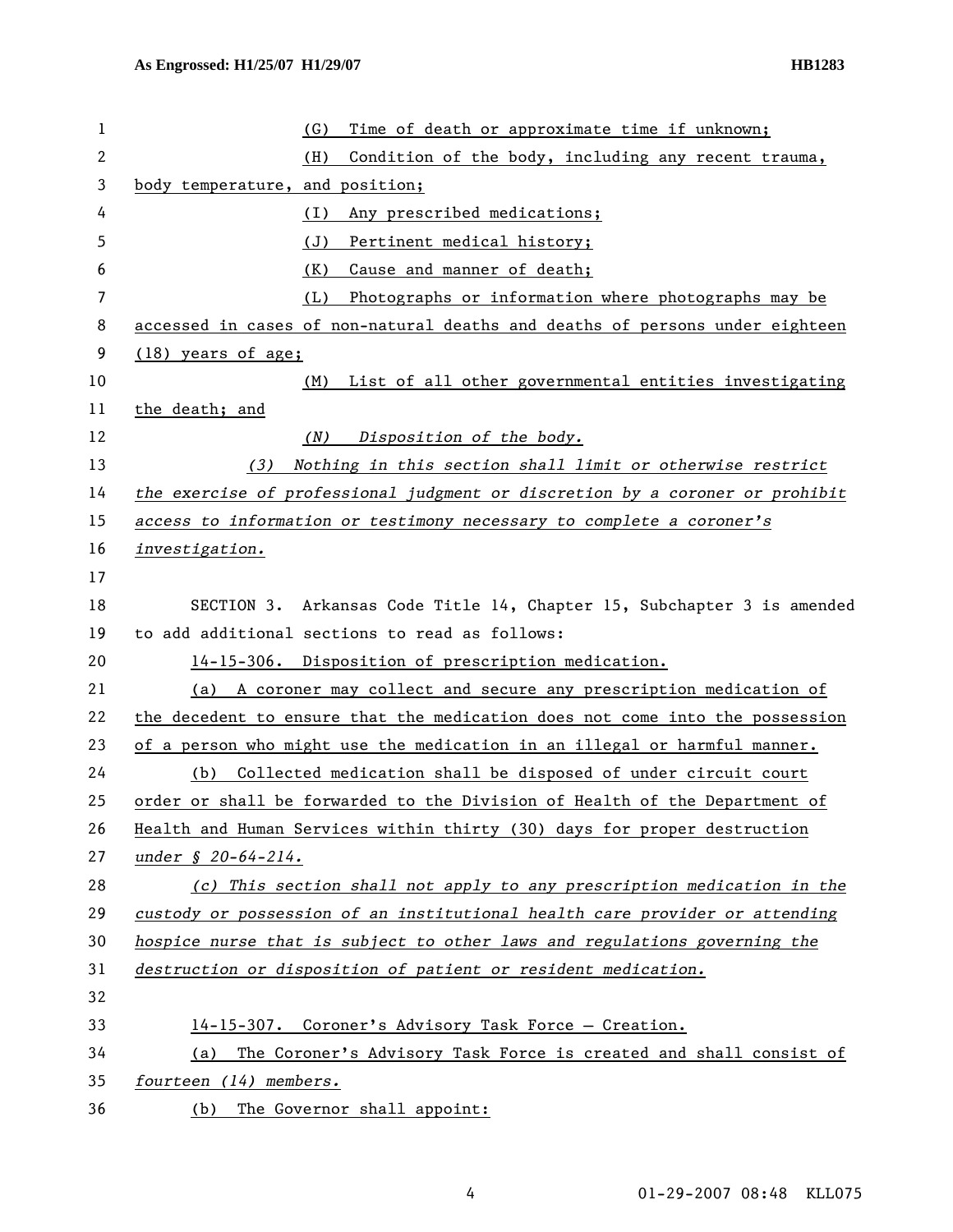(G) Time of death or approximate time if unknown;

(H) Condition of the body, including any recent trauma, body temperature, and position;

(I) Any prescribed medications;

(J) Pertinent medical history;

(K) Cause and manner of death;

(L) Photographs or information where photographs may be accessed in cases of non-natural deaths and deaths of persons under eighteen (18) years of age;

(M) List of all other governmental entities investigating the death; and

*(N) Disposition of the body.*

*(3) Nothing in this section shall limit or otherwise restrict the exercise of professional judgment or discretion by a coroner or prohibit access to information or testimony necessary to complete a coroner's investigation.*

SECTION 3. Arkansas Code Title 14, Chapter 15, Subchapter 3 is amended to add additional sections to read as follows:

14-15-306. Disposition of prescription medication.

(a) A coroner may collect and secure any prescription medication of the decedent to ensure that the medication does not come into the possession of a person who might use the medication in an illegal or harmful manner.

(b) Collected medication shall be disposed of under circuit court order or shall be forwarded to the Division of Health of the Department of Health and Human Services within thirty (30) days for proper destruction *under § 20-64-214.*

*(c) This section shall not apply to any prescription medication in the custody or possession of an institutional health care provider or attending hospice nurse that is subject to other laws and regulations governing the destruction or disposition of patient or resident medication.*

14-15-307. Coroner's Advisory Task Force – Creation.

(a) The Coroner's Advisory Task Force is created and shall consist of *fourteen (14) members.*

(b) The Governor shall appoint: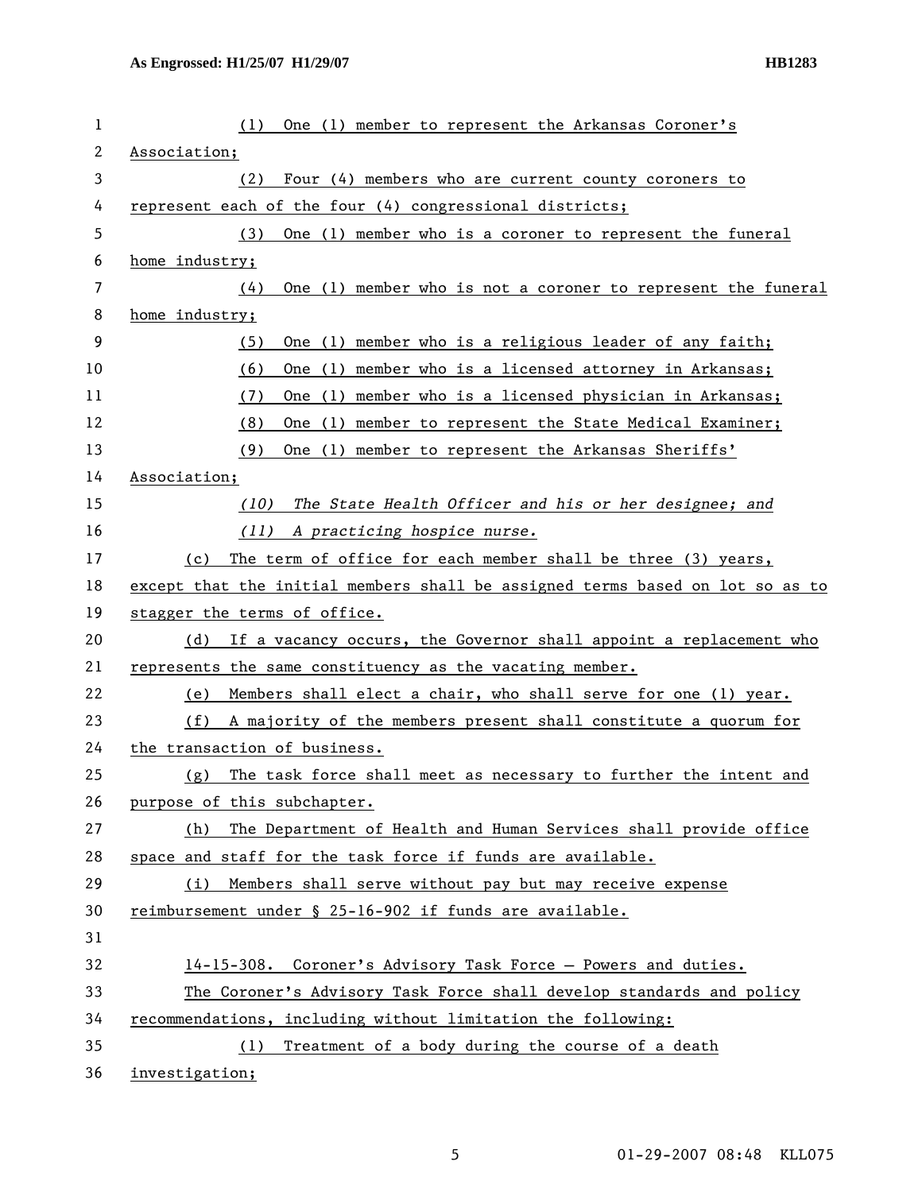(1) One (1) member to represent the Arkansas Coroner's Association;

(2) Four (4) members who are current county coroners to represent each of the four (4) congressional districts;

(3) One (1) member who is a coroner to represent the funeral home industry;

(4) One (1) member who is not a coroner to represent the funeral home industry;

(5) One (1) member who is a religious leader of any faith;

(6) One (1) member who is a licensed attorney in Arkansas;

(7) One (1) member who is a licensed physician in Arkansas;

(8) One (1) member to represent the State Medical Examiner;

(9) One (1) member to represent the Arkansas Sheriffs' Association;

*(10) The State Health Officer and his or her designee; and*

*(11) A practicing hospice nurse.*

(c) The term of office for each member shall be three (3) years, except that the initial members shall be assigned terms based on lot so as to stagger the terms of office.

(d) If a vacancy occurs, the Governor shall appoint a replacement who represents the same constituency as the vacating member.

(e) Members shall elect a chair, who shall serve for one (1) year.

(f) A majority of the members present shall constitute a quorum for the transaction of business.

(g) The task force shall meet as necessary to further the intent and purpose of this subchapter.

(h) The Department of Health and Human Services shall provide office space and staff for the task force if funds are available.

(i) Members shall serve without pay but may receive expense reimbursement under § 25-16-902 if funds are available.

14-15-308. Coroner's Advisory Task Force – Powers and duties.

The Coroner's Advisory Task Force shall develop standards and policy recommendations, including without limitation the following:

(1) Treatment of a body during the course of a death investigation;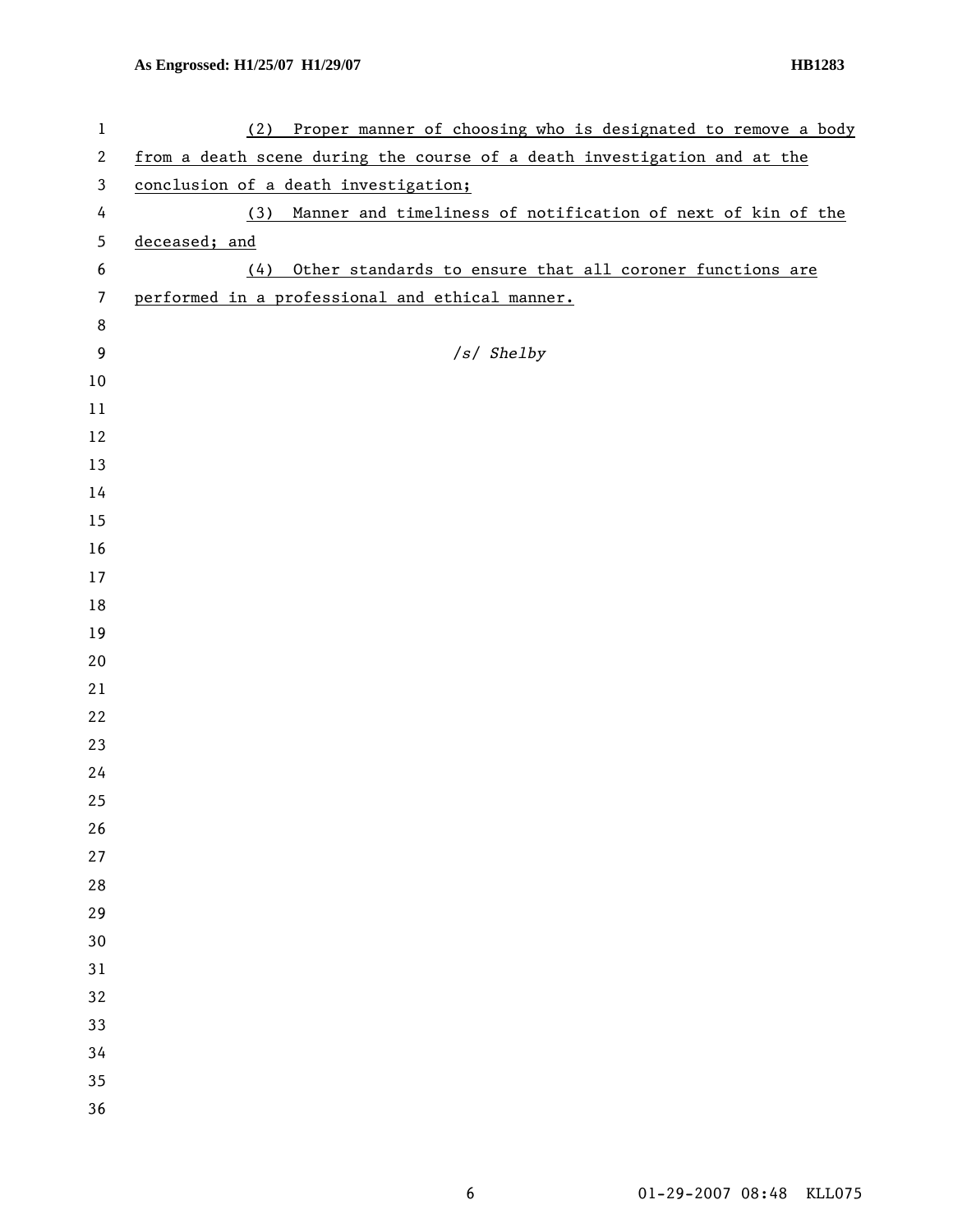(2) Proper manner of choosing who is designated to remove a body from a death scene during the course of a death investigation and at the conclusion of a death investigation;

(3) Manner and timeliness of notification of next of kin of the deceased; and

(4) Other standards to ensure that all coroner functions are performed in a professional and ethical manner.

*/s/ Shelby*